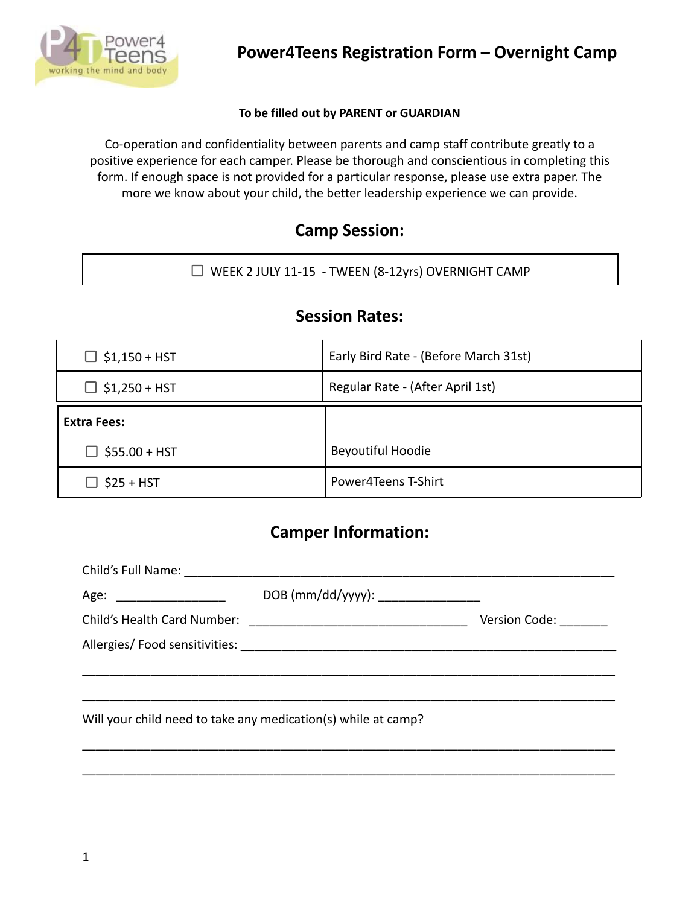# Power4Teens Registration Form – Overnight Camp

**To be filled out by PARENT or GUARDIAN**

Co-operation and confidentiality between parents and camp staff contribute greatly to a positive experience for each camper. Please be thorough and conscientious in completing this form. If enough space is not provided for a particular response, please use extra paper. The more we know about your child, the better leadership experience we can provide.

## Camp Session:

☐ WEEK 2 JULY 11-15 - TWEEN (8-12yrs) OVERNIGHT CAMP

## Session Rates:

| | |
|---|---|
| ☐ $1,150 + HST | Early Bird Rate - (Before March 31st) |
| ☐ $1,250 + HST | Regular Rate - (After April 1st) |
| **Extra Fees:** | |
| ☐ $55.00 + HST | Beyoutiful Hoodie |
| ☐ $25 + HST | Power4Teens T-Shirt |

## Camper Information:

Child's Full Name: ___________________________________________________________

Age: ________________ DOB (mm/dd/yyyy): ______________

Child's Health Card Number: ______________________________ Version Code: _______

Allergies/ Food sensitivities: _____________________________________________________

_____________________________________________________________________________

_____________________________________________________________________________

Will your child need to take any medication(s) while at camp?

_____________________________________________________________________________

_____________________________________________________________________________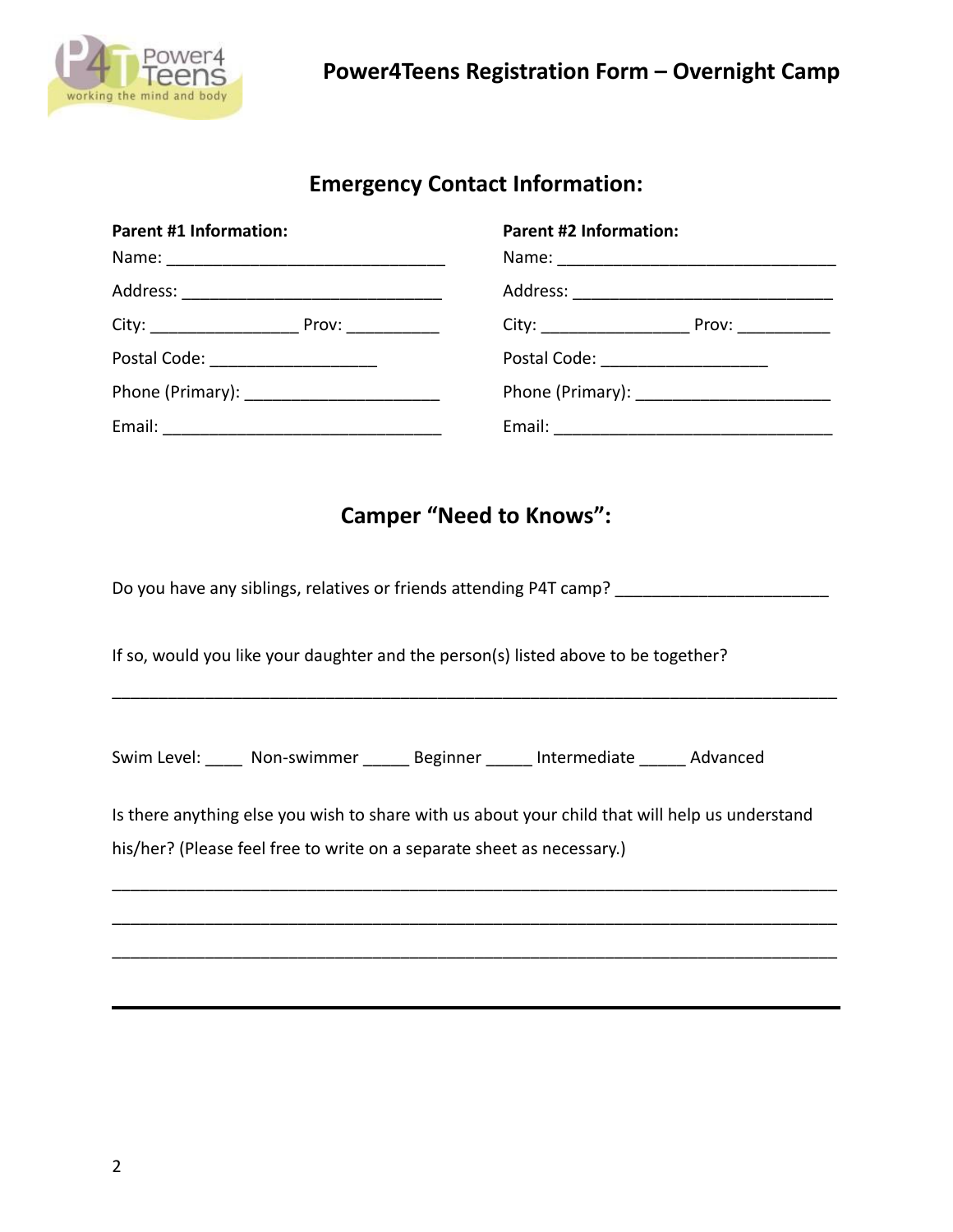# Power4Teens Registration Form – Overnight Camp

## Emergency Contact Information:

**Parent #1 Information:**

Name: ______________________________

Address: ____________________________

City: ________________ Prov: __________

Postal Code: __________________

Phone (Primary): _____________________

Email: ______________________________

**Parent #2 Information:**

Name: ______________________________

Address: ____________________________

City: ________________ Prov: __________

Postal Code: __________________

Phone (Primary): _____________________

Email: ______________________________

## Camper "Need to Knows":

Do you have any siblings, relatives or friends attending P4T camp? _______________________

If so, would you like your daughter and the person(s) listed above to be together?

_______________________________________________________________________________

Swim Level: ____ Non-swimmer _____ Beginner _____ Intermediate _____ Advanced

Is there anything else you wish to share with us about your child that will help us understand his/her? (Please feel free to write on a separate sheet as necessary.)

_______________________________________________________________________________

_______________________________________________________________________________

_______________________________________________________________________________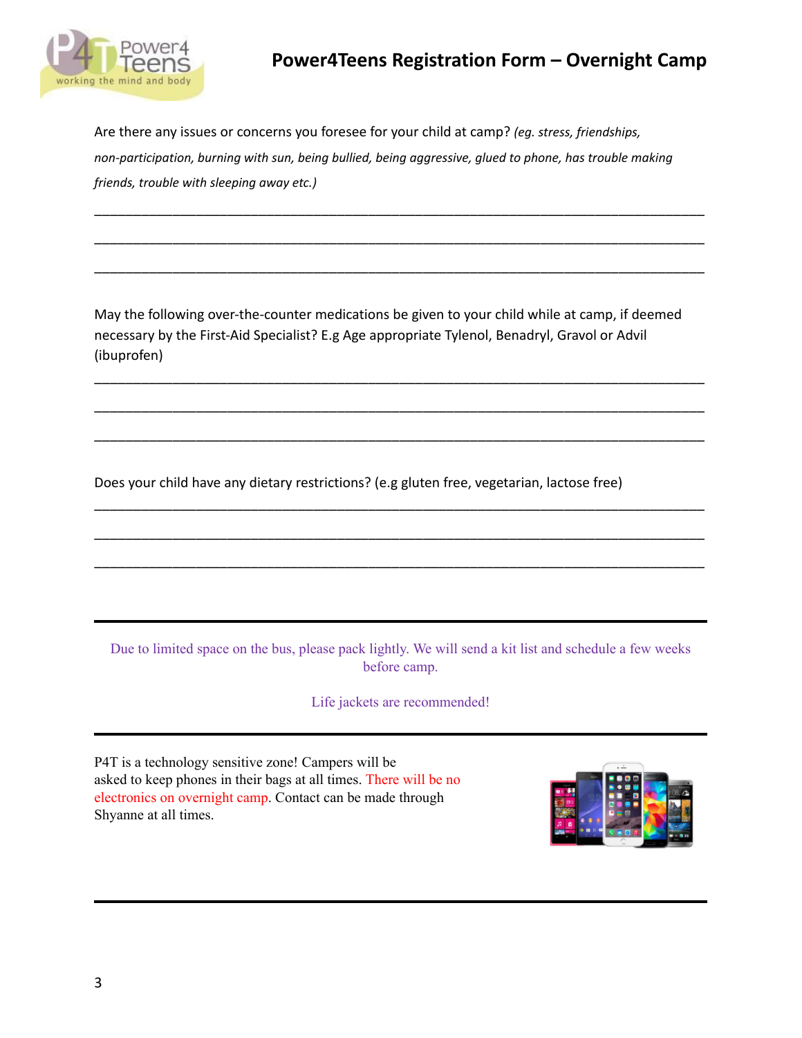# Power4Teens Registration Form – Overnight Camp

Are there any issues or concerns you foresee for your child at camp? *(eg. stress, friendships, non-participation, burning with sun, being bullied, being aggressive, glued to phone, has trouble making friends, trouble with sleeping away etc.)*

\_\_\_\_\_\_\_\_\_\_\_\_\_\_\_\_\_\_\_\_\_\_\_\_\_\_\_\_\_\_\_\_\_\_\_\_\_\_\_\_\_\_\_\_\_\_\_\_\_\_\_\_\_\_\_\_\_\_\_\_\_\_\_\_\_\_\_\_\_\_\_\_\_\_\_\_

\_\_\_\_\_\_\_\_\_\_\_\_\_\_\_\_\_\_\_\_\_\_\_\_\_\_\_\_\_\_\_\_\_\_\_\_\_\_\_\_\_\_\_\_\_\_\_\_\_\_\_\_\_\_\_\_\_\_\_\_\_\_\_\_\_\_\_\_\_\_\_\_\_\_\_\_

\_\_\_\_\_\_\_\_\_\_\_\_\_\_\_\_\_\_\_\_\_\_\_\_\_\_\_\_\_\_\_\_\_\_\_\_\_\_\_\_\_\_\_\_\_\_\_\_\_\_\_\_\_\_\_\_\_\_\_\_\_\_\_\_\_\_\_\_\_\_\_\_\_\_\_\_

May the following over-the-counter medications be given to your child while at camp, if deemed necessary by the First-Aid Specialist? E.g Age appropriate Tylenol, Benadryl, Gravol or Advil (ibuprofen)

\_\_\_\_\_\_\_\_\_\_\_\_\_\_\_\_\_\_\_\_\_\_\_\_\_\_\_\_\_\_\_\_\_\_\_\_\_\_\_\_\_\_\_\_\_\_\_\_\_\_\_\_\_\_\_\_\_\_\_\_\_\_\_\_\_\_\_\_\_\_\_\_\_\_\_\_

\_\_\_\_\_\_\_\_\_\_\_\_\_\_\_\_\_\_\_\_\_\_\_\_\_\_\_\_\_\_\_\_\_\_\_\_\_\_\_\_\_\_\_\_\_\_\_\_\_\_\_\_\_\_\_\_\_\_\_\_\_\_\_\_\_\_\_\_\_\_\_\_\_\_\_\_

\_\_\_\_\_\_\_\_\_\_\_\_\_\_\_\_\_\_\_\_\_\_\_\_\_\_\_\_\_\_\_\_\_\_\_\_\_\_\_\_\_\_\_\_\_\_\_\_\_\_\_\_\_\_\_\_\_\_\_\_\_\_\_\_\_\_\_\_\_\_\_\_\_\_\_\_

Does your child have any dietary restrictions? (e.g gluten free, vegetarian, lactose free)

\_\_\_\_\_\_\_\_\_\_\_\_\_\_\_\_\_\_\_\_\_\_\_\_\_\_\_\_\_\_\_\_\_\_\_\_\_\_\_\_\_\_\_\_\_\_\_\_\_\_\_\_\_\_\_\_\_\_\_\_\_\_\_\_\_\_\_\_\_\_\_\_\_\_\_\_

\_\_\_\_\_\_\_\_\_\_\_\_\_\_\_\_\_\_\_\_\_\_\_\_\_\_\_\_\_\_\_\_\_\_\_\_\_\_\_\_\_\_\_\_\_\_\_\_\_\_\_\_\_\_\_\_\_\_\_\_\_\_\_\_\_\_\_\_\_\_\_\_\_\_\_\_

\_\_\_\_\_\_\_\_\_\_\_\_\_\_\_\_\_\_\_\_\_\_\_\_\_\_\_\_\_\_\_\_\_\_\_\_\_\_\_\_\_\_\_\_\_\_\_\_\_\_\_\_\_\_\_\_\_\_\_\_\_\_\_\_\_\_\_\_\_\_\_\_\_\_\_\_

---

Due to limited space on the bus, please pack lightly. We will send a kit list and schedule a few weeks before camp.

Life jackets are recommended!

---

P4T is a technology sensitive zone! Campers will be asked to keep phones in their bags at all times. There will be no electronics on overnight camp. Contact can be made through Shyanne at all times.

---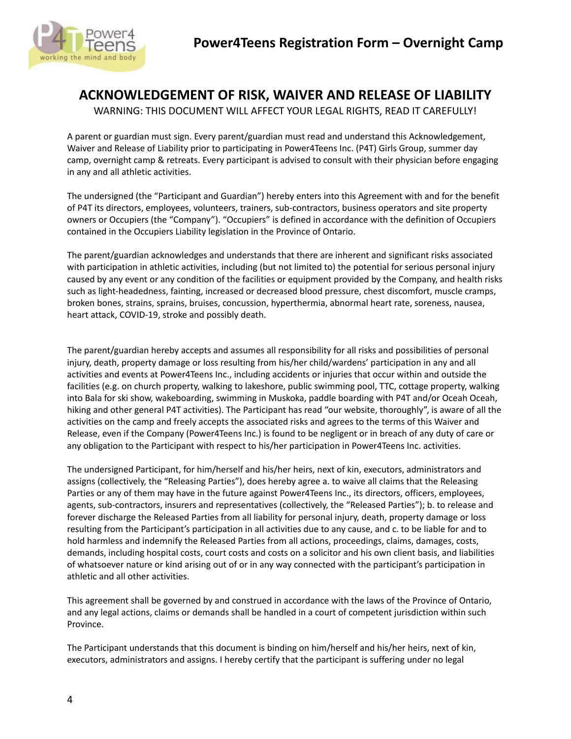# Power4Teens Registration Form – Overnight Camp

## ACKNOWLEDGEMENT OF RISK, WAIVER AND RELEASE OF LIABILITY

WARNING: THIS DOCUMENT WILL AFFECT YOUR LEGAL RIGHTS, READ IT CAREFULLY!

A parent or guardian must sign. Every parent/guardian must read and understand this Acknowledgement, Waiver and Release of Liability prior to participating in Power4Teens Inc. (P4T) Girls Group, summer day camp, overnight camp & retreats. Every participant is advised to consult with their physician before engaging in any and all athletic activities.

The undersigned (the "Participant and Guardian") hereby enters into this Agreement with and for the benefit of P4T its directors, employees, volunteers, trainers, sub-contractors, business operators and site property owners or Occupiers (the "Company"). "Occupiers" is defined in accordance with the definition of Occupiers contained in the Occupiers Liability legislation in the Province of Ontario.

The parent/guardian acknowledges and understands that there are inherent and significant risks associated with participation in athletic activities, including (but not limited to) the potential for serious personal injury caused by any event or any condition of the facilities or equipment provided by the Company, and health risks such as light-headedness, fainting, increased or decreased blood pressure, chest discomfort, muscle cramps, broken bones, strains, sprains, bruises, concussion, hyperthermia, abnormal heart rate, soreness, nausea, heart attack, COVID-19, stroke and possibly death.

The parent/guardian hereby accepts and assumes all responsibility for all risks and possibilities of personal injury, death, property damage or loss resulting from his/her child/wardens' participation in any and all activities and events at Power4Teens Inc., including accidents or injuries that occur within and outside the facilities (e.g. on church property, walking to lakeshore, public swimming pool, TTC, cottage property, walking into Bala for ski show, wakeboarding, swimming in Muskoka, paddle boarding with P4T and/or Oceah Oceah, hiking and other general P4T activities). The Participant has read "our website, thoroughly", is aware of all the activities on the camp and freely accepts the associated risks and agrees to the terms of this Waiver and Release, even if the Company (Power4Teens Inc.) is found to be negligent or in breach of any duty of care or any obligation to the Participant with respect to his/her participation in Power4Teens Inc. activities.

The undersigned Participant, for him/herself and his/her heirs, next of kin, executors, administrators and assigns (collectively, the "Releasing Parties"), does hereby agree a. to waive all claims that the Releasing Parties or any of them may have in the future against Power4Teens Inc., its directors, officers, employees, agents, sub-contractors, insurers and representatives (collectively, the "Released Parties"); b. to release and forever discharge the Released Parties from all liability for personal injury, death, property damage or loss resulting from the Participant's participation in all activities due to any cause, and c. to be liable for and to hold harmless and indemnify the Released Parties from all actions, proceedings, claims, damages, costs, demands, including hospital costs, court costs and costs on a solicitor and his own client basis, and liabilities of whatsoever nature or kind arising out of or in any way connected with the participant's participation in athletic and all other activities.

This agreement shall be governed by and construed in accordance with the laws of the Province of Ontario, and any legal actions, claims or demands shall be handled in a court of competent jurisdiction within such Province.

The Participant understands that this document is binding on him/herself and his/her heirs, next of kin, executors, administrators and assigns. I hereby certify that the participant is suffering under no legal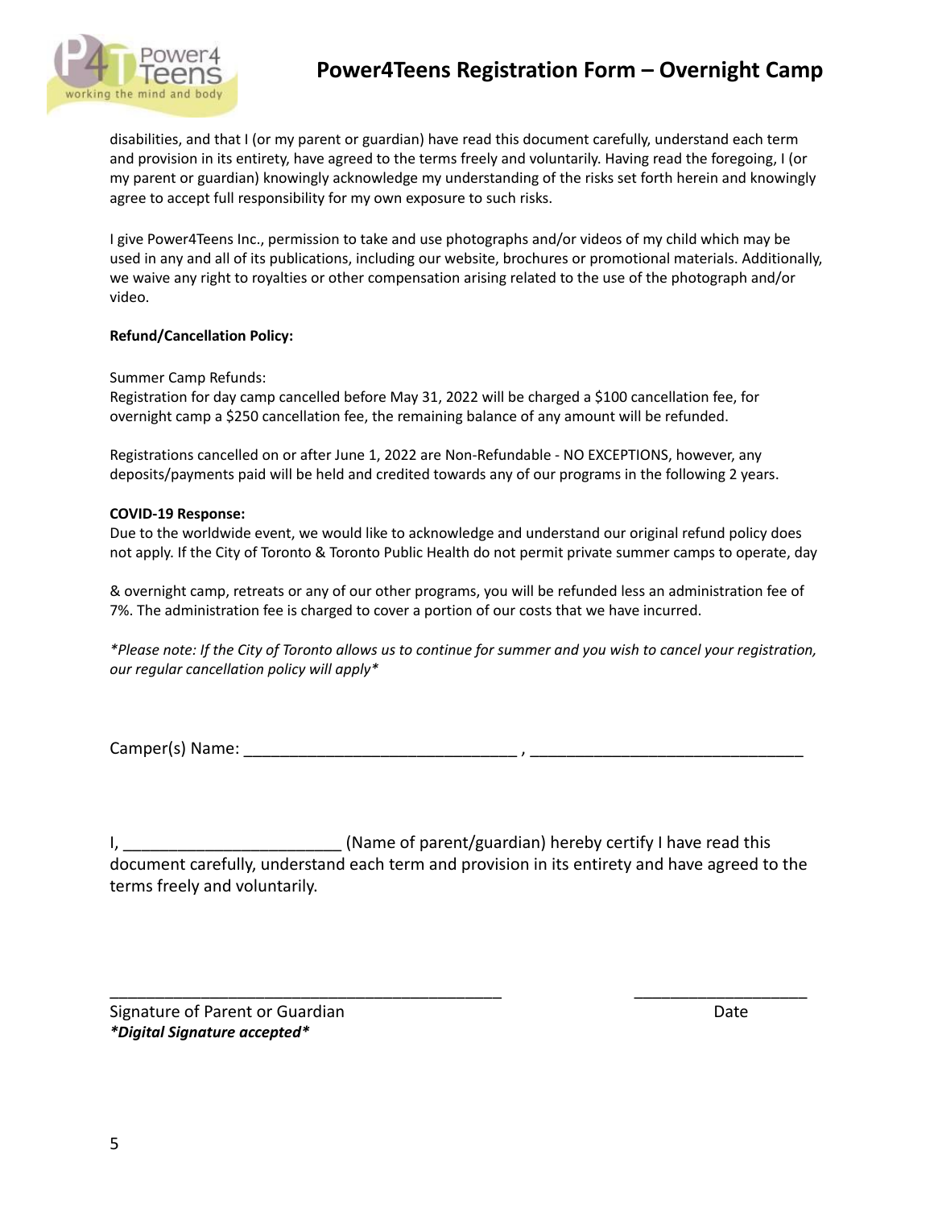disabilities, and that I (or my parent or guardian) have read this document carefully, understand each term and provision in its entirety, have agreed to the terms freely and voluntarily. Having read the foregoing, I (or my parent or guardian) knowingly acknowledge my understanding of the risks set forth herein and knowingly agree to accept full responsibility for my own exposure to such risks.

I give Power4Teens Inc., permission to take and use photographs and/or videos of my child which may be used in any and all of its publications, including our website, brochures or promotional materials. Additionally, we waive any right to royalties or other compensation arising related to the use of the photograph and/or video.

**Refund/Cancellation Policy:**

Summer Camp Refunds:
Registration for day camp cancelled before May 31, 2022 will be charged a $100 cancellation fee, for overnight camp a $250 cancellation fee, the remaining balance of any amount will be refunded.

Registrations cancelled on or after June 1, 2022 are Non-Refundable - NO EXCEPTIONS, however, any deposits/payments paid will be held and credited towards any of our programs in the following 2 years.

**COVID-19 Response:**
Due to the worldwide event, we would like to acknowledge and understand our original refund policy does not apply. If the City of Toronto & Toronto Public Health do not permit private summer camps to operate, day & overnight camp, retreats or any of our other programs, you will be refunded less an administration fee of 7%. The administration fee is charged to cover a portion of our costs that we have incurred.

*\*Please note: If the City of Toronto allows us to continue for summer and you wish to cancel your registration, our regular cancellation policy will apply\**

Camper(s) Name: ______________________________ , ______________________________

I, ________________________ (Name of parent/guardian) hereby certify I have read this document carefully, understand each term and provision in its entirety and have agreed to the terms freely and voluntarily.

____________________________________________ ___________________

Signature of Parent or Guardian Date
***Digital Signature accepted***